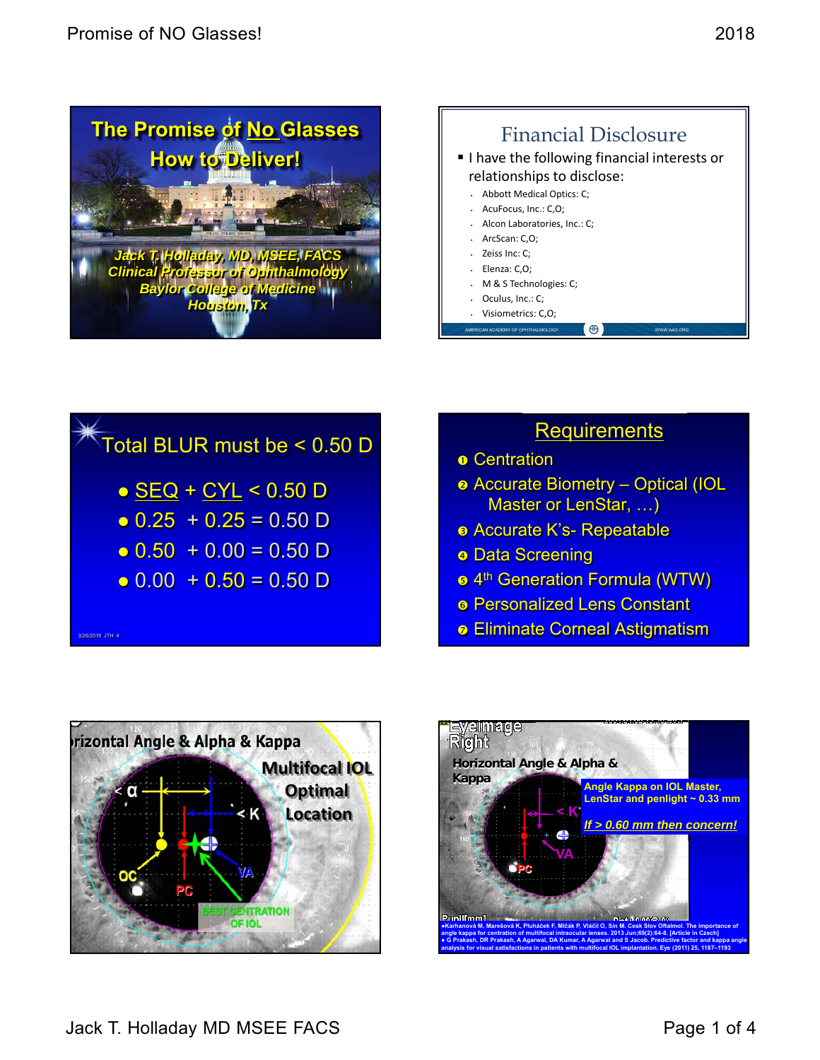## The Promise of No Glasses How to Deliver!

Jack T. Holladay, MD, MSEE, FACS
Clinical Professor of Ophthalmology
Baylor College of Medicine
Houston, Tx

## Financial Disclosure

- I have the following financial interests or relationships to disclose:
  - Abbott Medical Optics: C;
  - AcuFocus, Inc.: C,O;
  - Alcon Laboratories, Inc.: C;
  - ArcScan: C,O;
  - Zeiss Inc: C;
  - Elenza: C,O;
  - M & S Technologies: C;
  - Oculus, Inc.: C;
  - Visiometrics: C,O;

AMERICAN ACADEMY OF OPHTHALMOLOGY    WWW.AAO.ORG

## Total BLUR must be < 0.50 D

- SEQ + CYL < 0.50 D
- 0.25 + 0.25 = 0.50 D
- 0.50 + 0.00 = 0.50 D
- 0.00 + 0.50 = 0.50 D

3/26/2018 JTH 4

## Requirements

1. Centration
2. Accurate Biometry – Optical (IOL Master or LenStar, …)
3. Accurate K's- Repeatable
4. Data Screening
5. 4th Generation Formula (WTW)
6. Personalized Lens Constant
7. Eliminate Corneal Astigmatism

## Horizontal Angle & Alpha & Kappa

Multifocal IOL Optimal Location

< α, < K, OC, PC, VA

BEST CENTRATION OF IOL

## Eye Image Right

Horizontal Angle & Alpha & Kappa

Angle Kappa on IOL Master, LenStar and penlight ~ 0.33 mm

*If > 0.60 mm then concern!*

< K, VA, PC

- Karhanová M, Marešová K, Pluháček F, Mlčák P, Vláčil O, Sín M. Cesk Slov Oftalmol. The importance of angle kappa for centration of multifocal intraocular lenses. 2013 Jun;69(2):64-8. [Article in Czech]
- G Prakash, DR Prakash, A Agarwal, DA Kumar, A Agarwal and S Jacob. Predictive factor and kappa angle analysis for visual satisfactions in patients with multifocal IOL implantation. Eye (2011) 25, 1187–1193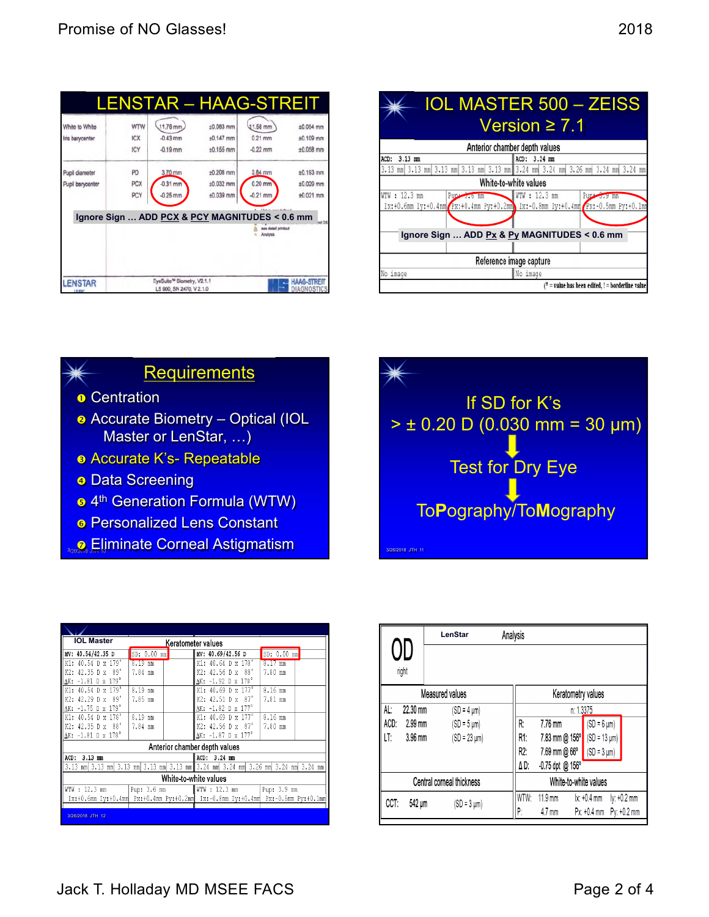## LENSTAR – HAAG-STREIT

| | | | | | |
|---|---|---|---|---|---|
| White to White | WTW | 11.78 mm | ±0.083 mm | 11.56 mm | ±0.054 mm |
| Iris barycenter | ICX | -0.43 mm | ±0.147 mm | 0.21 mm | ±0.109 mm |
| | ICY | -0.19 mm | ±0.155 mm | -0.22 mm | ±0.058 mm |
| Pupil diameter | PD | 3.70 mm | ±0.208 mm | 3.84 mm | ±0.183 mm |
| Pupil barycenter | PCX | -0.31 mm | ±0.032 mm | 0.20 mm | ±0.029 mm |
| | PCY | -0.25 mm | ±0.039 mm | -0.21 mm | ±0.021 mm |

Ignore Sign … ADD PCX & PCY MAGNITUDES < 0.6 mm

LENSTAR — EyeSuite™ Biometry, V2.1.1 — LS 900, SN 2470, V 2.1.0 — HAAG-STREIT DIAGNOSTICS

## IOL MASTER 500 – ZEISS Version ≥ 7.1

Anterior chamber depth values

ACD: 3.13 mm | 3.13 mm | 3.13 mm | 3.13 mm | 3.13 mm | 3.13 mm

ACD: 3.24 mm | 3.24 mm | 3.24 mm | 3.26 mm | 3.24 mm | 3.24 mm

White-to-white values

WTW : 12.3 mm — Ix:+0.6mm Iy:+0.4mm — Pup: 3.6 mm — Px:+0.4mm Py:+0.2mm

WTW : 12.3 mm — Ix:-0.8mm Iy:+0.4mm — Pup: 3.9 mm — Px:-0.5mm Py:+0.1mm

Ignore Sign … ADD Px & Py MAGNITUDES < 0.6 mm

Reference image capture

No image | No image

(* = value has been edited, ! = borderline value)

## Requirements

1. Centration
2. Accurate Biometry – Optical (IOL Master or LenStar, …)
3. Accurate K's- Repeatable
4. Data Screening
5. 4th Generation Formula (WTW)
6. Personalized Lens Constant
7. Eliminate Corneal Astigmatism

If SD for K's
> ± 0.20 D (0.030 mm = 30 µm)

↓

Test for Dry Eye

↓

ToPography/ToMography

## IOL Master — Keratometer values

| MV: 40.54/42.35 D | SD: 0.00 mm | MV: 40.69/42.56 D | SD: 0.00 mm |
|---|---|---|---|
| K1: 40.54 D x 179° | 8.19 mm | K1: 40.64 D x 178° | 8.17 mm |
| K2: 42.35 D x 89° | 7.84 mm | K2: 42.56 D x 88° | 7.80 mm |
| ΔK: -1.81 D x 179° | | ΔK: -1.92 D x 178° | |
| K1: 40.54 D x 179° | 8.19 mm | K1: 40.69 D x 177° | 8.16 mm |
| K2: 42.29 D x 89° | 7.85 mm | K2: 42.51 D x 87° | 7.81 mm |
| ΔK: -1.75 D x 179° | | ΔK: -1.82 D x 177° | |
| K1: 40.54 D x 178° | 8.19 mm | K1: 40.69 D x 177° | 8.16 mm |
| K2: 42.35 D x 88° | 7.84 mm | K2: 42.56 D x 87° | 7.80 mm |
| ΔK: -1.81 D x 178° | | ΔK: -1.87 D x 177° | |

Anterior chamber depth values

ACD: 3.13 mm | 3.13 mm | 3.13 mm | 3.13 mm | 3.13 mm | 3.13 mm

ACD: 3.24 mm | 3.24 mm | 3.24 mm | 3.26 mm | 3.24 mm | 3.24 mm

White-to-white values

WTW : 12.3 mm — Ix:+0.6mm Iy:+0.4mm — Pup: 3.6 mm — Px:+0.4mm Py:+0.2mm

WTW : 12.3 mm — Ix:-0.8mm Iy:+0.4mm — Pup: 3.9 mm — Px:-0.5mm Py:+0.1mm

## LenStar Analysis — OD right

Measured values

| | | |
|---|---|---|
| AL: | 22.30 mm | (SD = 4 µm) |
| ACD: | 2.99 mm | (SD = 5 µm) |
| LT: | 3.96 mm | (SD = 23 µm) |

Keratometry values (n: 1.3375)

| | | |
|---|---|---|
| R: | 7.76 mm | (SD = 6 µm) |
| R1: | 7.83 mm @ 156° | (SD = 13 µm) |
| R2: | 7.69 mm @ 66° | (SD = 3 µm) |
| ΔD: | -0.75 dpt @ 156° | |

Central corneal thickness

CCT: 542 µm (SD = 3 µm)

White-to-white values

| | | | |
|---|---|---|---|
| WTW: 11.9 mm | Ix: +0.4 mm | Iy: +0.2 mm |
| P: 4.7 mm | Px: +0.4 mm | Py: +0.2 mm |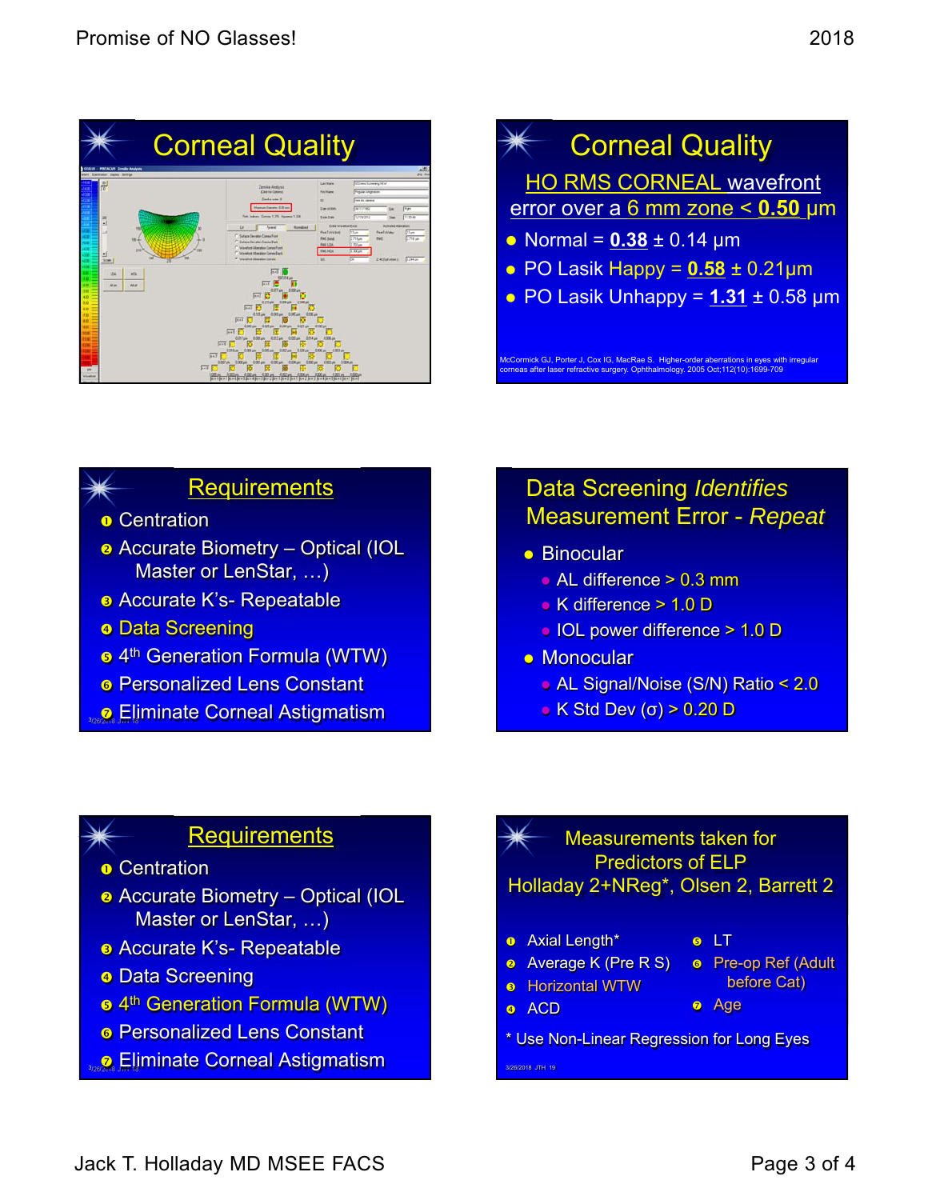## Corneal Quality

## Corneal Quality

HO RMS CORNEAL wavefront error over a 6 mm zone < **0.50** μm

- Normal = **0.38** ± 0.14 μm
- PO Lasik Happy = **0.58** ± 0.21μm
- PO Lasik Unhappy = **1.31** ± 0.58 μm

McCormick GJ, Porter J, Cox IG, MacRae S. Higher-order aberrations in eyes with irregular corneas after laser refractive surgery. Ophthalmology. 2005 Oct;112(10):1699-709

## Requirements

1. Centration
2. Accurate Biometry – Optical (IOL Master or LenStar, …)
3. Accurate K's- Repeatable
4. Data Screening
5. 4th Generation Formula (WTW)
6. Personalized Lens Constant
7. Eliminate Corneal Astigmatism

## Data Screening *Identifies* Measurement Error - *Repeat*

- Binocular
  - AL difference > 0.3 mm
  - K difference > 1.0 D
  - IOL power difference > 1.0 D
- Monocular
  - AL Signal/Noise (S/N) Ratio < 2.0
  - K Std Dev (σ) > 0.20 D

## Requirements

1. Centration
2. Accurate Biometry – Optical (IOL Master or LenStar, …)
3. Accurate K's- Repeatable
4. Data Screening
5. 4th Generation Formula (WTW)
6. Personalized Lens Constant
7. Eliminate Corneal Astigmatism

## Measurements taken for Predictors of ELP Holladay 2+NReg*, Olsen 2, Barrett 2

1. Axial Length*
2. Average K (Pre R S)
3. Horizontal WTW
4. ACD
5. LT
6. Pre-op Ref (Adult before Cat)
7. Age

\* Use Non-Linear Regression for Long Eyes

3/26/2018 JTH 19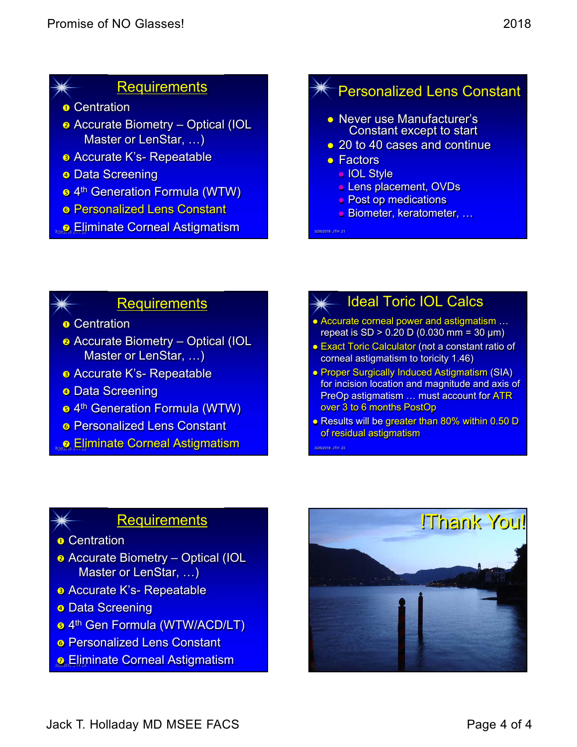## Requirements

- ❶ Centration
- ❷ Accurate Biometry – Optical (IOL Master or LenStar, …)
- ❸ Accurate K's- Repeatable
- ❹ Data Screening
- ❺ 4th Generation Formula (WTW)
- ❻ Personalized Lens Constant
- ❼ Eliminate Corneal Astigmatism

## Personalized Lens Constant

- Never use Manufacturer's Constant except to start
- 20 to 40 cases and continue
- Factors
  - IOL Style
  - Lens placement, OVDs
  - Post op medications
  - Biometer, keratometer, …

## Requirements

- ❶ Centration
- ❷ Accurate Biometry – Optical (IOL Master or LenStar, …)
- ❸ Accurate K's- Repeatable
- ❹ Data Screening
- ❺ 4th Generation Formula (WTW)
- ❻ Personalized Lens Constant
- ❼ Eliminate Corneal Astigmatism

## Ideal Toric IOL Calcs

- Accurate corneal power and astigmatism … repeat is SD > 0.20 D (0.030 mm = 30 μm)
- Exact Toric Calculator (not a constant ratio of corneal astigmatism to toricity 1.46)
- Proper Surgically Induced Astigmatism (SIA) for incision location and magnitude and axis of PreOp astigmatism … must account for ATR over 3 to 6 months PostOp
- Results will be greater than 80% within 0.50 D of residual astigmatism

## Requirements

- ❶ Centration
- ❷ Accurate Biometry – Optical (IOL Master or LenStar, …)
- ❸ Accurate K's- Repeatable
- ❹ Data Screening
- ❺ 4th Gen Formula (WTW/ACD/LT)
- ❻ Personalized Lens Constant
- ❼ Eliminate Corneal Astigmatism

!Thank You!